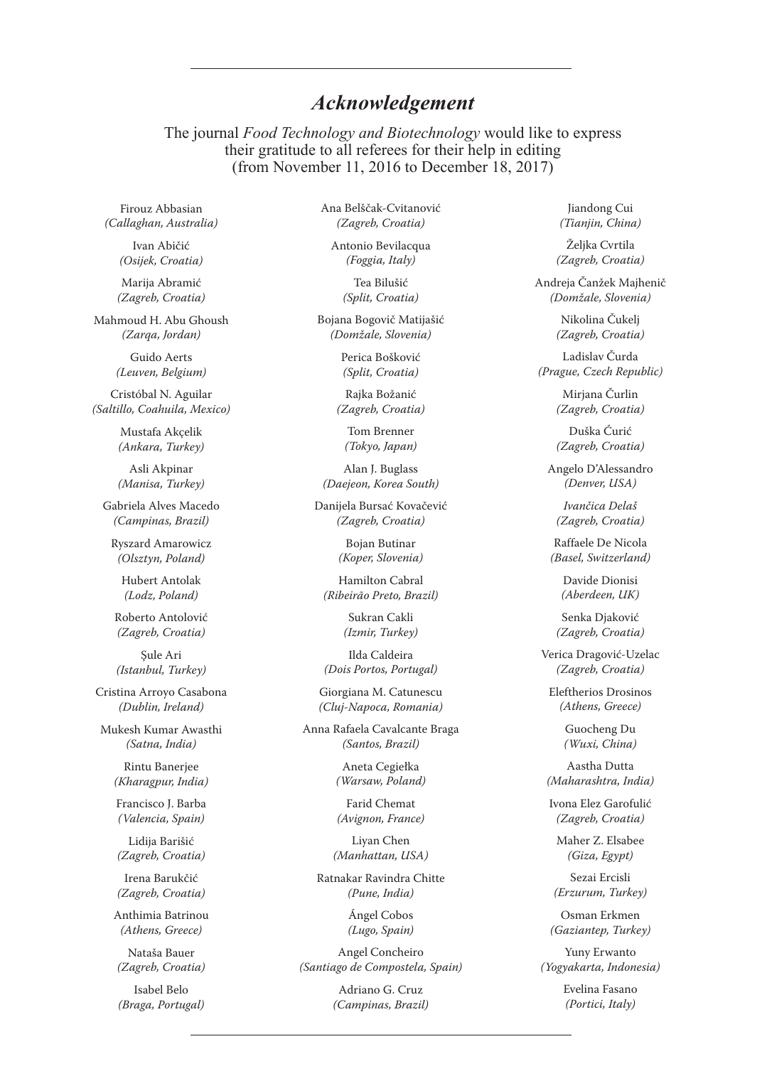# *Acknowledgement*

The journal *Food Technology and Biotechnology* would like to express their gratitude to all referees for their help in editing (from November 11, 2016 to December 18, 2017)

Firouz Abbasian
*(Callaghan, Australia)*

Ivan Abičić
*(Osijek, Croatia)*

Marija Abramić
*(Zagreb, Croatia)*

Mahmoud H. Abu Ghoush
*(Zarqa, Jordan)*

Guido Aerts
*(Leuven, Belgium)*

Cristóbal N. Aguilar
*(Saltillo, Coahuila, Mexico)*

Mustafa Akçelik
*(Ankara, Turkey)*

Asli Akpinar
*(Manisa, Turkey)*

Gabriela Alves Macedo
*(Campinas, Brazil)*

Ryszard Amarowicz
*(Olsztyn, Poland)*

Hubert Antolak
*(Lodz, Poland)*

Roberto Antolović
*(Zagreb, Croatia)*

Şule Ari
*(Istanbul, Turkey)*

Cristina Arroyo Casabona
*(Dublin, Ireland)*

Mukesh Kumar Awasthi
*(Satna, India)*

Rintu Banerjee
*(Kharagpur, India)*

Francisco J. Barba
*(Valencia, Spain)*

Lidija Barišić
*(Zagreb, Croatia)*

Irena Barukčić
*(Zagreb, Croatia)*

Anthimia Batrinou
*(Athens, Greece)*

Nataša Bauer
*(Zagreb, Croatia)*

Isabel Belo
*(Braga, Portugal)*

Ana Belščak-Cvitanović
*(Zagreb, Croatia)*

Antonio Bevilacqua
*(Foggia, Italy)*

Tea Bilušić
*(Split, Croatia)*

Bojana Bogovič Matijašić
*(Domžale, Slovenia)*

Perica Bošković
*(Split, Croatia)*

Rajka Božanić
*(Zagreb, Croatia)*

Tom Brenner
*(Tokyo, Japan)*

Alan J. Buglass
*(Daejeon, Korea South)*

Danijela Bursać Kovačević
*(Zagreb, Croatia)*

Bojan Butinar
*(Koper, Slovenia)*

Hamilton Cabral
*(Ribeirão Preto, Brazil)*

Sukran Cakli
*(Izmir, Turkey)*

Ilda Caldeira
*(Dois Portos, Portugal)*

Giorgiana M. Catunescu
*(Cluj-Napoca, Romania)*

Anna Rafaela Cavalcante Braga
*(Santos, Brazil)*

Aneta Cegiełka
*(Warsaw, Poland)*

Farid Chemat
*(Avignon, France)*

Liyan Chen
*(Manhattan, USA)*

Ratnakar Ravindra Chitte
*(Pune, India)*

Ángel Cobos
*(Lugo, Spain)*

Angel Concheiro
*(Santiago de Compostela, Spain)*

Adriano G. Cruz
*(Campinas, Brazil)*

Jiandong Cui
*(Tianjin, China)*

Željka Cvrtila
*(Zagreb, Croatia)*

Andreja Čanžek Majhenič
*(Domžale, Slovenia)*

Nikolina Čukelj
*(Zagreb, Croatia)*

Ladislav Čurda
*(Prague, Czech Republic)*

Mirjana Čurlin
*(Zagreb, Croatia)*

Duška Ćurić
*(Zagreb, Croatia)*

Angelo D'Alessandro
*(Denver, USA)*

*Ivančica Delaš*
*(Zagreb, Croatia)*

Raffaele De Nicola
*(Basel, Switzerland)*

Davide Dionisi
*(Aberdeen, UK)*

Senka Djaković
*(Zagreb, Croatia)*

Verica Dragović-Uzelac
*(Zagreb, Croatia)*

Eleftherios Drosinos
*(Athens, Greece)*

Guocheng Du
*(Wuxi, China)*

Aastha Dutta
*(Maharashtra, India)*

Ivona Elez Garofulić
*(Zagreb, Croatia)*

Maher Z. Elsabee
*(Giza, Egypt)*

Sezai Ercisli
*(Erzurum, Turkey)*

Osman Erkmen
*(Gaziantep, Turkey)*

Yuny Erwanto
*(Yogyakarta, Indonesia)*

Evelina Fasano
*(Portici, Italy)*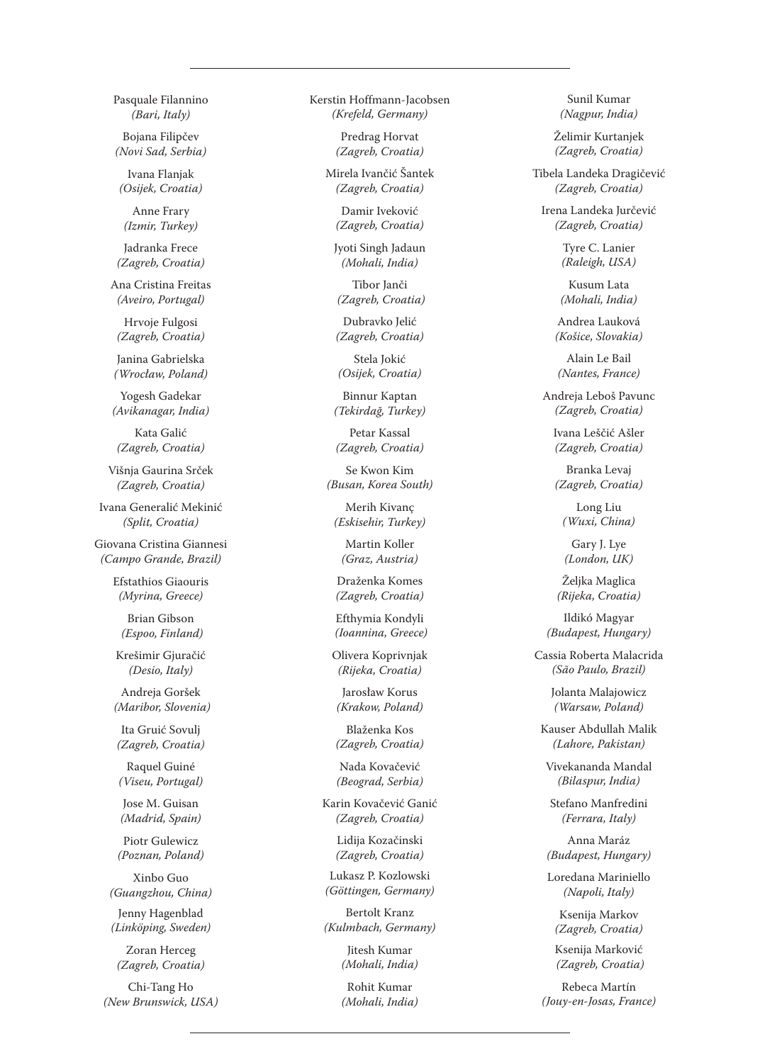Pasquale Filannino
*(Bari, Italy)*

Bojana Filipčev
*(Novi Sad, Serbia)*

Ivana Flanjak
*(Osijek, Croatia)*

Anne Frary
*(Izmir, Turkey)*

Jadranka Frece
*(Zagreb, Croatia)*

Ana Cristina Freitas
*(Aveiro, Portugal)*

Hrvoje Fulgosi
*(Zagreb, Croatia)*

Janina Gabrielska
*(Wrocław, Poland)*

Yogesh Gadekar
*(Avikanagar, India)*

Kata Galić
*(Zagreb, Croatia)*

Višnja Gaurina Srček
*(Zagreb, Croatia)*

Ivana Generalić Mekinić
*(Split, Croatia)*

Giovana Cristina Giannesi
*(Campo Grande, Brazil)*

Efstathios Giaouris
*(Myrina, Greece)*

Brian Gibson
*(Espoo, Finland)*

Krešimir Gjuračić
*(Desio, Italy)*

Andreja Goršek
*(Maribor, Slovenia)*

Ita Gruić Sovulj
*(Zagreb, Croatia)*

Raquel Guiné
*(Viseu, Portugal)*

Jose M. Guisan
*(Madrid, Spain)*

Piotr Gulewicz
*(Poznan, Poland)*

Xinbo Guo
*(Guangzhou, China)*

Jenny Hagenblad
*(Linköping, Sweden)*

Zoran Herceg
*(Zagreb, Croatia)*

Chi-Tang Ho
*(New Brunswick, USA)*

Kerstin Hoffmann-Jacobsen
*(Krefeld, Germany)*

Predrag Horvat
*(Zagreb, Croatia)*

Mirela Ivančić Šantek
*(Zagreb, Croatia)*

Damir Iveković
*(Zagreb, Croatia)*

Jyoti Singh Jadaun
*(Mohali, India)*

Tibor Janči
*(Zagreb, Croatia)*

Dubravko Jelić
*(Zagreb, Croatia)*

Stela Jokić
*(Osijek, Croatia)*

Binnur Kaptan
*(Tekirdağ, Turkey)*

Petar Kassal
*(Zagreb, Croatia)*

Se Kwon Kim
*(Busan, Korea South)*

Merih Kivanç
*(Eskisehir, Turkey)*

Martin Koller
*(Graz, Austria)*

Draženka Komes
*(Zagreb, Croatia)*

Efthymia Kondyli
*(Ioannina, Greece)*

Olivera Koprivnjak
*(Rijeka, Croatia)*

Jarosław Korus
*(Krakow, Poland)*

Blaženka Kos
*(Zagreb, Croatia)*

Nada Kovačević
*(Beograd, Serbia)*

Karin Kovačević Ganić
*(Zagreb, Croatia)*

Lidija Kozačinski
*(Zagreb, Croatia)*

Lukasz P. Kozlowski
*(Göttingen, Germany)*

Bertolt Kranz
*(Kulmbach, Germany)*

Jitesh Kumar
*(Mohali, India)*

Rohit Kumar
*(Mohali, India)*

Sunil Kumar
*(Nagpur, India)*

Želimir Kurtanjek
*(Zagreb, Croatia)*

Tibela Landeka Dragičević
*(Zagreb, Croatia)*

Irena Landeka Jurčević
*(Zagreb, Croatia)*

Tyre C. Lanier
*(Raleigh, USA)*

Kusum Lata
*(Mohali, India)*

Andrea Lauková
*(Košice, Slovakia)*

Alain Le Bail
*(Nantes, France)*

Andreja Leboš Pavunc
*(Zagreb, Croatia)*

Ivana Leščić Ašler
*(Zagreb, Croatia)*

Branka Levaj
*(Zagreb, Croatia)*

Long Liu
*(Wuxi, China)*

Gary J. Lye
*(London, UK)*

Željka Maglica
*(Rijeka, Croatia)*

Ildikó Magyar
*(Budapest, Hungary)*

Cassia Roberta Malacrida
*(São Paulo, Brazil)*

Jolanta Malajowicz
*(Warsaw, Poland)*

Kauser Abdullah Malik
*(Lahore, Pakistan)*

Vivekananda Mandal
*(Bilaspur, India)*

Stefano Manfredini
*(Ferrara, Italy)*

Anna Maráz
*(Budapest, Hungary)*

Loredana Mariniello
*(Napoli, Italy)*

Ksenija Markov
*(Zagreb, Croatia)*

Ksenija Marković
*(Zagreb, Croatia)*

Rebeca Martín
*(Jouy-en-Josas, France)*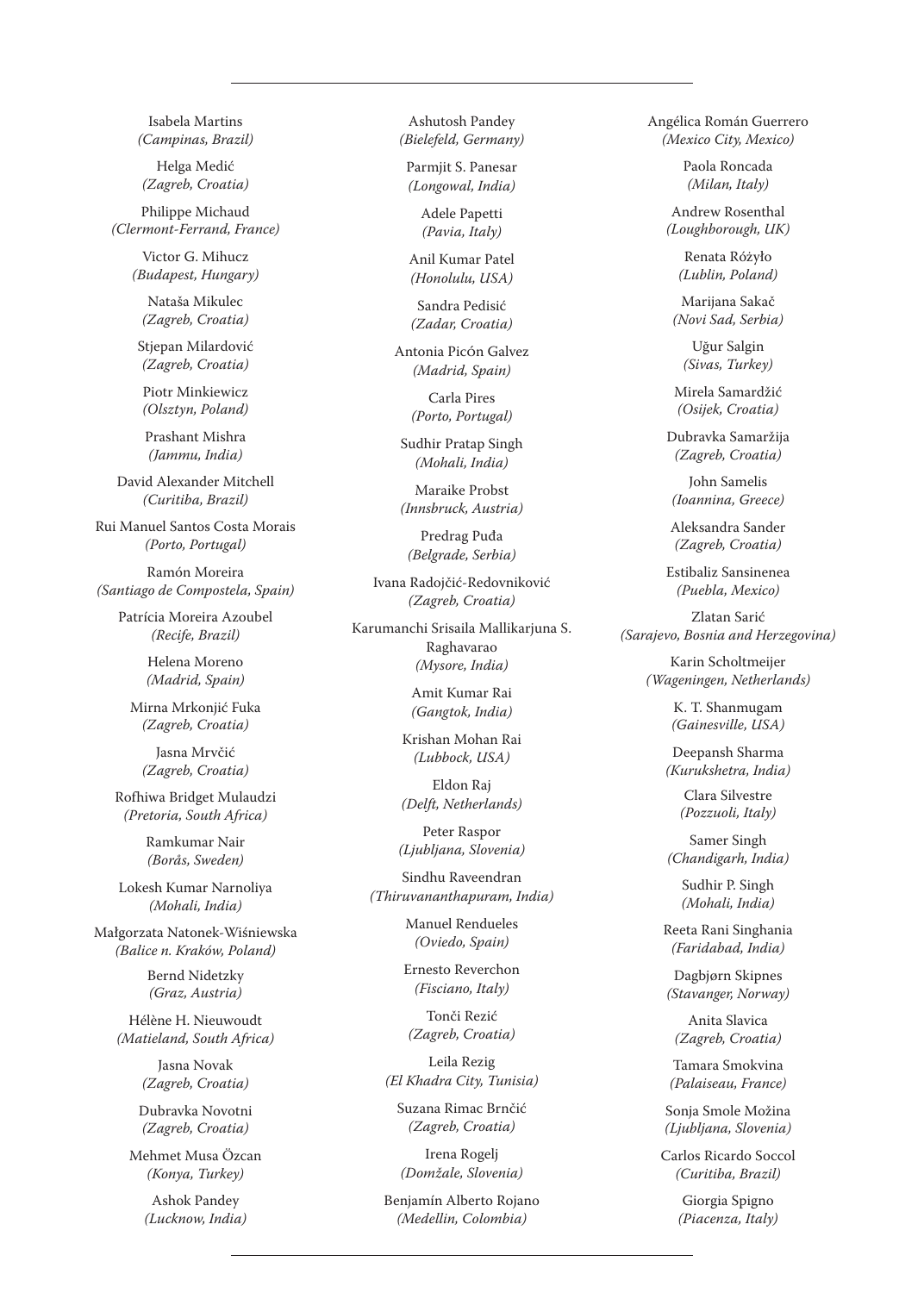Isabela Martins
*(Campinas, Brazil)*

Helga Medić
*(Zagreb, Croatia)*

Philippe Michaud
*(Clermont-Ferrand, France)*

Victor G. Mihucz
*(Budapest, Hungary)*

Nataša Mikulec
*(Zagreb, Croatia)*

Stjepan Milardović
*(Zagreb, Croatia)*

Piotr Minkiewicz
*(Olsztyn, Poland)*

Prashant Mishra
*(Jammu, India)*

David Alexander Mitchell
*(Curitiba, Brazil)*

Rui Manuel Santos Costa Morais
*(Porto, Portugal)*

Ramón Moreira
*(Santiago de Compostela, Spain)*

Patrícia Moreira Azoubel
*(Recife, Brazil)*

Helena Moreno
*(Madrid, Spain)*

Mirna Mrkonjić Fuka
*(Zagreb, Croatia)*

Jasna Mrvčić
*(Zagreb, Croatia)*

Rofhiwa Bridget Mulaudzi
*(Pretoria, South Africa)*

Ramkumar Nair
*(Borås, Sweden)*

Lokesh Kumar Narnoliya
*(Mohali, India)*

Małgorzata Natonek-Wiśniewska
*(Balice n. Kraków, Poland)*

Bernd Nidetzky
*(Graz, Austria)*

Hélène H. Nieuwoudt
*(Matieland, South Africa)*

Jasna Novak
*(Zagreb, Croatia)*

Dubravka Novotni
*(Zagreb, Croatia)*

Mehmet Musa Özcan
*(Konya, Turkey)*

Ashok Pandey
*(Lucknow, India)*

Ashutosh Pandey
*(Bielefeld, Germany)*

Parmjit S. Panesar
*(Longowal, India)*

Adele Papetti
*(Pavia, Italy)*

Anil Kumar Patel
*(Honolulu, USA)*

Sandra Pedisić
*(Zadar, Croatia)*

Antonia Picón Galvez
*(Madrid, Spain)*

Carla Pires
*(Porto, Portugal)*

Sudhir Pratap Singh
*(Mohali, India)*

Maraike Probst
*(Innsbruck, Austria)*

Predrag Puđa
*(Belgrade, Serbia)*

Ivana Radojčić-Redovniković
*(Zagreb, Croatia)*

Karumanchi Srisaila Mallikarjuna S. Raghavarao
*(Mysore, India)*

Amit Kumar Rai
*(Gangtok, India)*

Krishan Mohan Rai
*(Lubbock, USA)*

Eldon Raj
*(Delft, Netherlands)*

Peter Raspor
*(Ljubljana, Slovenia)*

Sindhu Raveendran
*(Thiruvananthapuram, India)*

Manuel Rendueles
*(Oviedo, Spain)*

Ernesto Reverchon
*(Fisciano, Italy)*

Tonči Rezić
*(Zagreb, Croatia)*

Leila Rezig
*(El Khadra City, Tunisia)*

Suzana Rimac Brnčić
*(Zagreb, Croatia)*

Irena Rogelj
*(Domžale, Slovenia)*

Benjamín Alberto Rojano
*(Medellin, Colombia)*

Angélica Román Guerrero
*(Mexico City, Mexico)*

Paola Roncada
*(Milan, Italy)*

Andrew Rosenthal
*(Loughborough, UK)*

Renata Różyło
*(Lublin, Poland)*

Marijana Sakač
*(Novi Sad, Serbia)*

Uğur Salgin
*(Sivas, Turkey)*

Mirela Samardžić
*(Osijek, Croatia)*

Dubravka Samaržija
*(Zagreb, Croatia)*

John Samelis
*(Ioannina, Greece)*

Aleksandra Sander
*(Zagreb, Croatia)*

Estibaliz Sansinenea
*(Puebla, Mexico)*

Zlatan Sarić
*(Sarajevo, Bosnia and Herzegovina)*

Karin Scholtmeijer
*(Wageningen, Netherlands)*

K. T. Shanmugam
*(Gainesville, USA)*

Deepansh Sharma
*(Kurukshetra, India)*

Clara Silvestre
*(Pozzuoli, Italy)*

Samer Singh
*(Chandigarh, India)*

Sudhir P. Singh
*(Mohali, India)*

Reeta Rani Singhania
*(Faridabad, India)*

Dagbjørn Skipnes
*(Stavanger, Norway)*

Anita Slavica
*(Zagreb, Croatia)*

Tamara Smokvina
*(Palaiseau, France)*

Sonja Smole Možina
*(Ljubljana, Slovenia)*

Carlos Ricardo Soccol
*(Curitiba, Brazil)*

Giorgia Spigno
*(Piacenza, Italy)*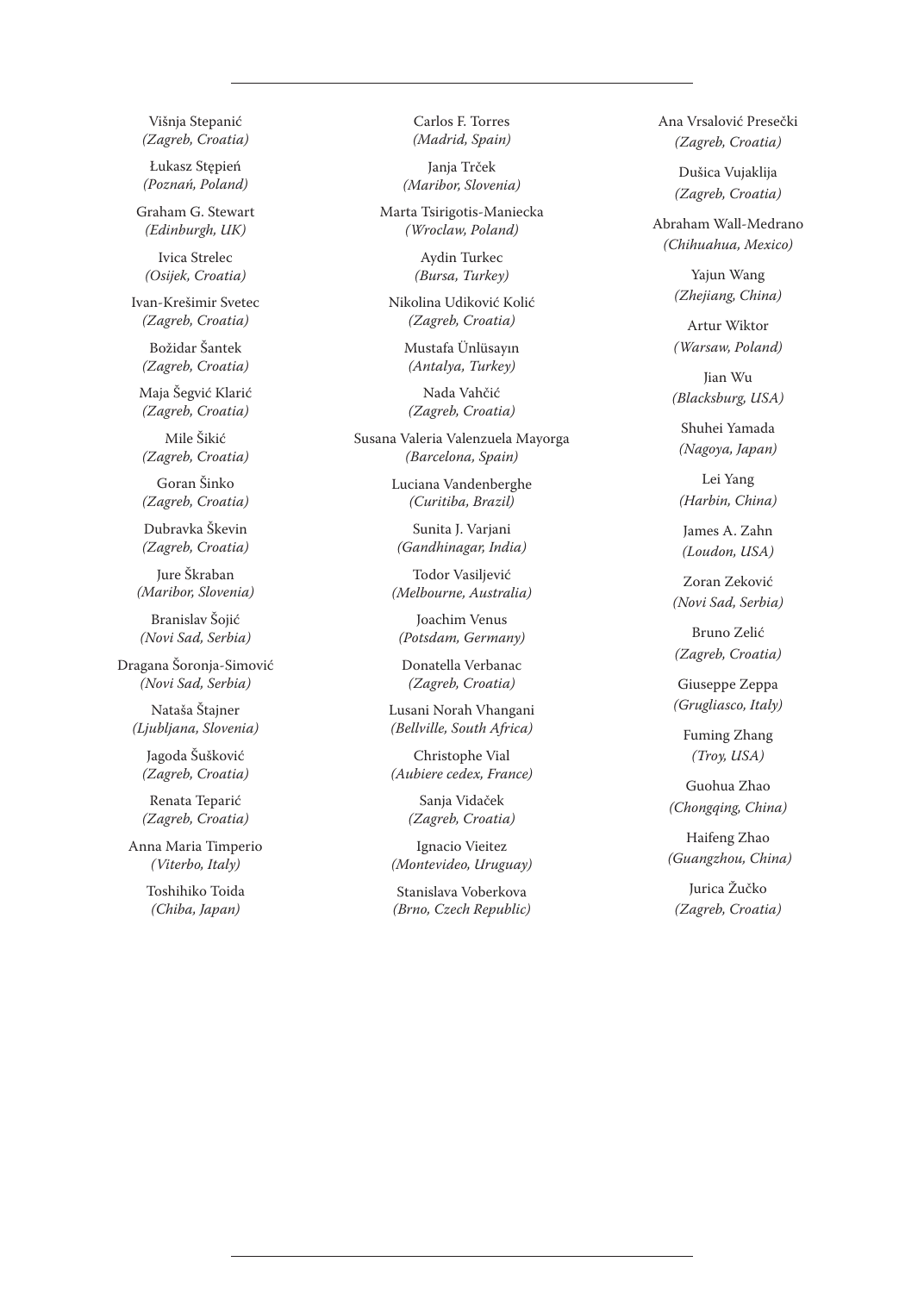Višnja Stepanić
*(Zagreb, Croatia)*

Łukasz Stępień
*(Poznań, Poland)*

Graham G. Stewart
*(Edinburgh, UK)*

Ivica Strelec
*(Osijek, Croatia)*

Ivan-Krešimir Svetec
*(Zagreb, Croatia)*

Božidar Šantek
*(Zagreb, Croatia)*

Maja Šegvić Klarić
*(Zagreb, Croatia)*

Mile Šikić
*(Zagreb, Croatia)*

Goran Šinko
*(Zagreb, Croatia)*

Dubravka Škevin
*(Zagreb, Croatia)*

Jure Škraban
*(Maribor, Slovenia)*

Branislav Šojić
*(Novi Sad, Serbia)*

Dragana Šoronja-Simović
*(Novi Sad, Serbia)*

Nataša Štajner
*(Ljubljana, Slovenia)*

Jagoda Šušković
*(Zagreb, Croatia)*

Renata Teparić
*(Zagreb, Croatia)*

Anna Maria Timperio
*(Viterbo, Italy)*

Toshihiko Toida
*(Chiba, Japan)*

Carlos F. Torres
*(Madrid, Spain)*

Janja Trček
*(Maribor, Slovenia)*

Marta Tsirigotis-Maniecka
*(Wroclaw, Poland)*

Aydin Turkec
*(Bursa, Turkey)*

Nikolina Udiković Kolić
*(Zagreb, Croatia)*

Mustafa Ünlüsayın
*(Antalya, Turkey)*

Nada Vahčić
*(Zagreb, Croatia)*

Susana Valeria Valenzuela Mayorga
*(Barcelona, Spain)*

Luciana Vandenberghe
*(Curitiba, Brazil)*

Sunita J. Varjani
*(Gandhinagar, India)*

Todor Vasiljević
*(Melbourne, Australia)*

Joachim Venus
*(Potsdam, Germany)*

Donatella Verbanac
*(Zagreb, Croatia)*

Lusani Norah Vhangani
*(Bellville, South Africa)*

Christophe Vial
*(Aubiere cedex, France)*

Sanja Vidaček
*(Zagreb, Croatia)*

Ignacio Vieitez
*(Montevideo, Uruguay)*

Stanislava Voberkova
*(Brno, Czech Republic)*

Ana Vrsalović Presečki
*(Zagreb, Croatia)*

Dušica Vujaklija
*(Zagreb, Croatia)*

Abraham Wall-Medrano
*(Chihuahua, Mexico)*

Yajun Wang
*(Zhejiang, China)*

Artur Wiktor
*(Warsaw, Poland)*

Jian Wu
*(Blacksburg, USA)*

Shuhei Yamada
*(Nagoya, Japan)*

Lei Yang
*(Harbin, China)*

James A. Zahn
*(Loudon, USA)*

Zoran Zeković
*(Novi Sad, Serbia)*

Bruno Zelić
*(Zagreb, Croatia)*

Giuseppe Zeppa
*(Grugliasco, Italy)*

Fuming Zhang
*(Troy, USA)*

Guohua Zhao
*(Chongqing, China)*

Haifeng Zhao
*(Guangzhou, China)*

Jurica Žučko
*(Zagreb, Croatia)*